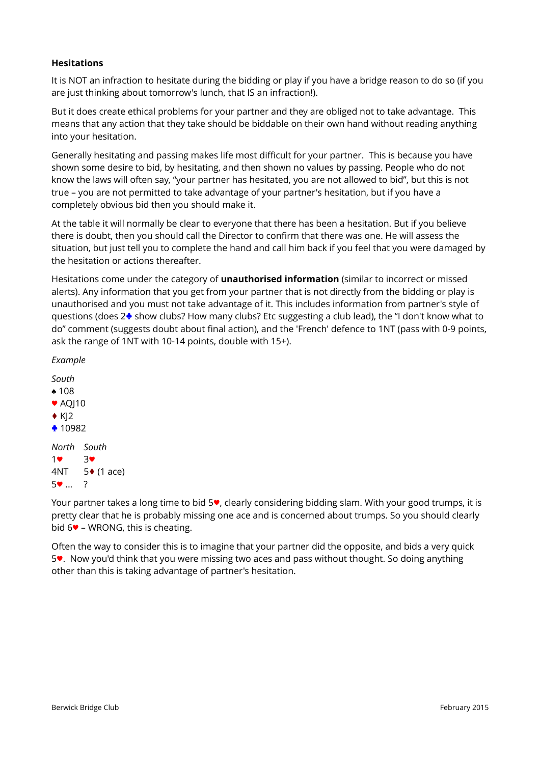**Hesitations**

It is NOT an infraction to hesitate during the bidding or play if you have a bridge reason to do so (if you are just thinking about tomorrow's lunch, that IS an infraction!).

But it does create ethical problems for your partner and they are obliged not to take advantage. This means that any action that they take should be biddable on their own hand without reading anything into your hesitation.

Generally hesitating and passing makes life most difficult for your partner. This is because you have shown some desire to bid, by hesitating, and then shown no values by passing. People who do not know the laws will often say, "your partner has hesitated, you are not allowed to bid", but this is not true – you are not permitted to take advantage of your partner's hesitation, but if you have a completely obvious bid then you should make it.

At the table it will normally be clear to everyone that there has been a hesitation. But if you believe there is doubt, then you should call the Director to confirm that there was one. He will assess the situation, but just tell you to complete the hand and call him back if you feel that you were damaged by the hesitation or actions thereafter.

Hesitations come under the category of **unauthorised information** (similar to incorrect or missed alerts). Any information that you get from your partner that is not directly from the bidding or play is unauthorised and you must not take advantage of it. This includes information from partner's style of questions (does 2♣ show clubs? How many clubs? Etc suggesting a club lead), the "I don't know what to do" comment (suggests doubt about final action), and the 'French' defence to 1NT (pass with 0-9 points, ask the range of 1NT with 10-14 points, double with 15+).

*Example*

*South*
♠ 108
♥ AQJ10
♦ KJ2
♣ 10982

| *North* | *South* |
|---|---|
| 1♥ | 3♥ |
| 4NT | 5♦ (1 ace) |
| 5♥ ... | ? |

Your partner takes a long time to bid 5♥, clearly considering bidding slam. With your good trumps, it is pretty clear that he is probably missing one ace and is concerned about trumps. So you should clearly bid 6♥ – WRONG, this is cheating.

Often the way to consider this is to imagine that your partner did the opposite, and bids a very quick 5♥. Now you'd think that you were missing two aces and pass without thought. So doing anything other than this is taking advantage of partner's hesitation.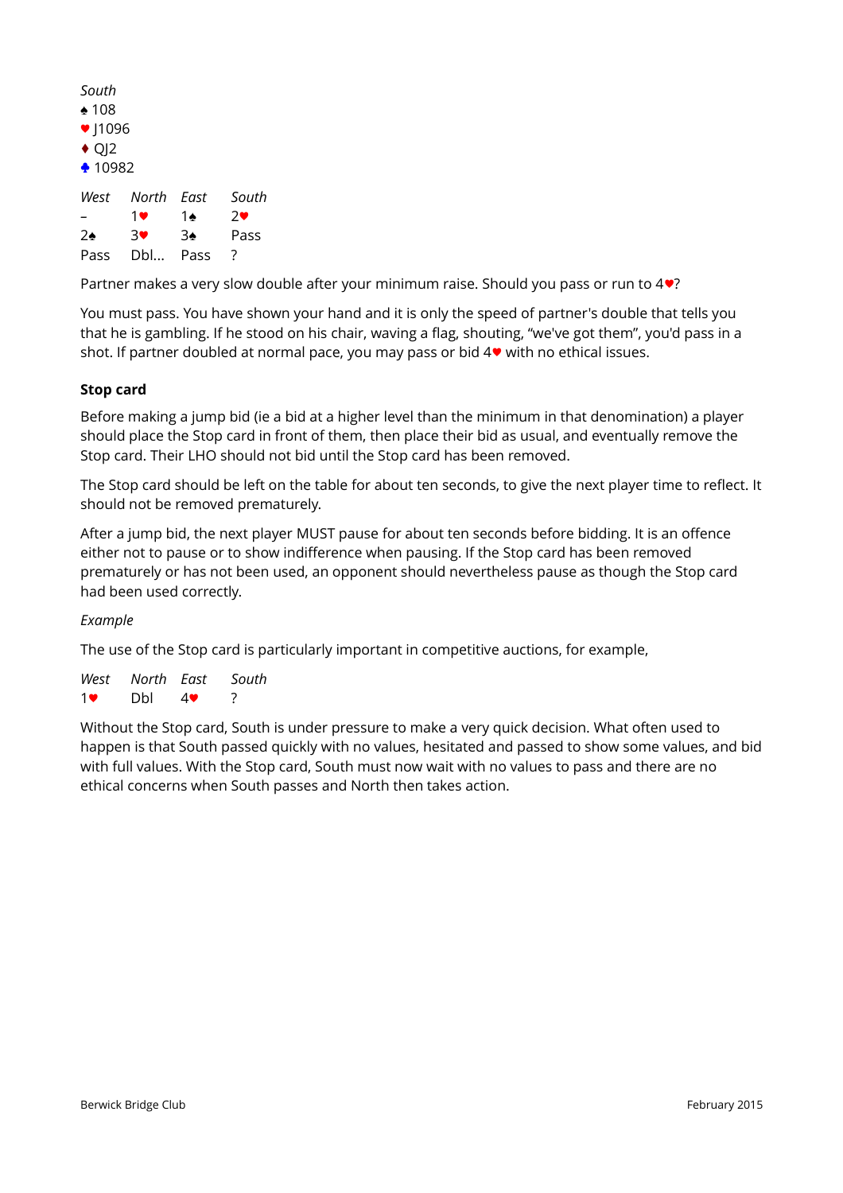*South*
♠ 108
♥ J1096
♦ QJ2
♣ 10982

| *West* | *North* | *East* | *South* |
|---|---|---|---|
| – | 1♥ | 1♠ | 2♥ |
| 2♠ | 3♥ | 3♠ | Pass |
| Pass | Dbl... | Pass | ? |

Partner makes a very slow double after your minimum raise. Should you pass or run to 4♥?

You must pass. You have shown your hand and it is only the speed of partner's double that tells you that he is gambling. If he stood on his chair, waving a flag, shouting, "we've got them", you'd pass in a shot. If partner doubled at normal pace, you may pass or bid 4♥ with no ethical issues.

**Stop card**

Before making a jump bid (ie a bid at a higher level than the minimum in that denomination) a player should place the Stop card in front of them, then place their bid as usual, and eventually remove the Stop card. Their LHO should not bid until the Stop card has been removed.

The Stop card should be left on the table for about ten seconds, to give the next player time to reflect. It should not be removed prematurely.

After a jump bid, the next player MUST pause for about ten seconds before bidding. It is an offence either not to pause or to show indifference when pausing. If the Stop card has been removed prematurely or has not been used, an opponent should nevertheless pause as though the Stop card had been used correctly.

*Example*

The use of the Stop card is particularly important in competitive auctions, for example,

| *West* | *North* | *East* | *South* |
|---|---|---|---|
| 1♥ | Dbl | 4♥ | ? |

Without the Stop card, South is under pressure to make a very quick decision. What often used to happen is that South passed quickly with no values, hesitated and passed to show some values, and bid with full values. With the Stop card, South must now wait with no values to pass and there are no ethical concerns when South passes and North then takes action.